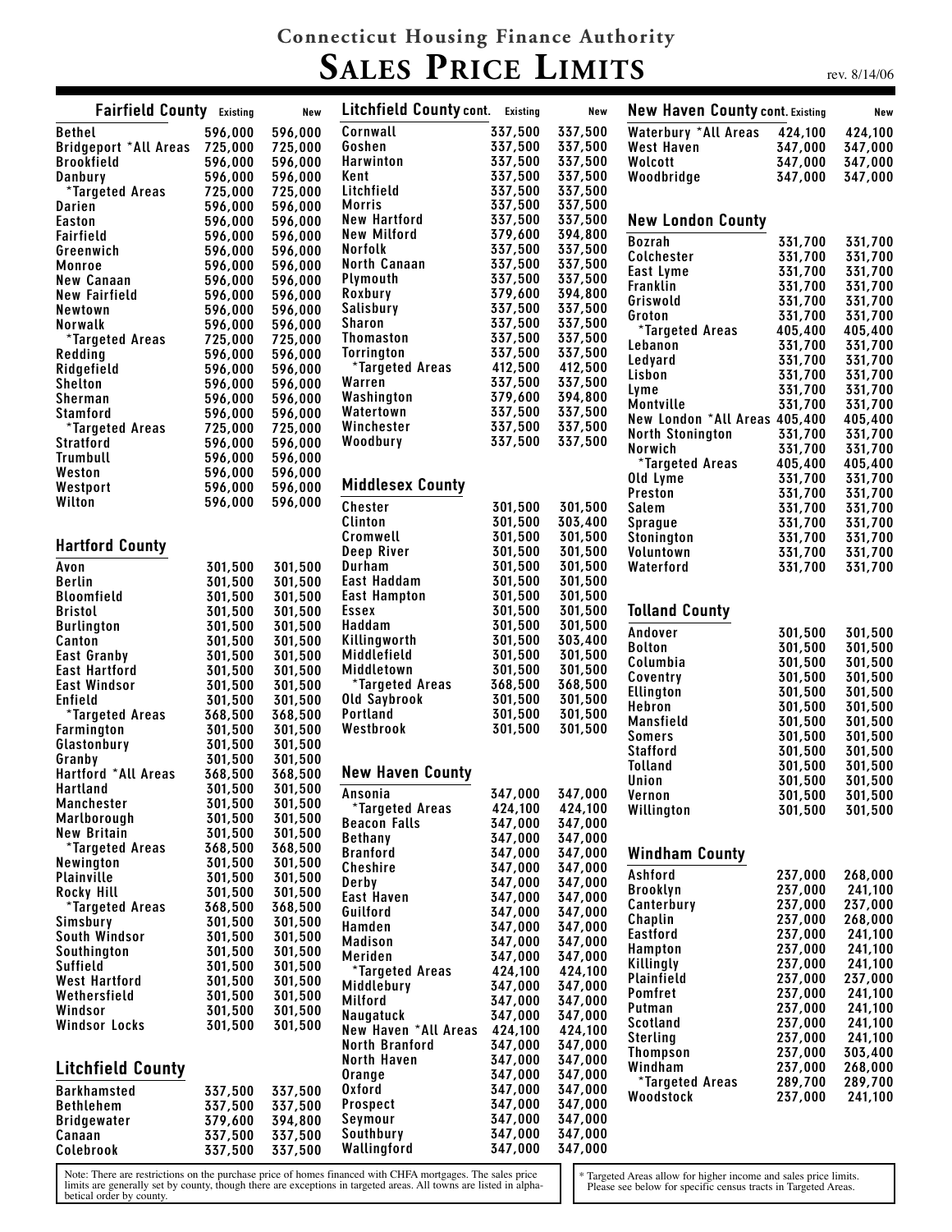# Connecticut Housing Finance Authority

# SALES PRICE LIMITS

rev. 8/14/06

## Fairfield County

| Town | Existing | New |
|---|---|---|
| Bethel | 596,000 | 596,000 |
| Bridgeport *All Areas | 725,000 | 725,000 |
| Brookfield | 596,000 | 596,000 |
| Danbury | 596,000 | 596,000 |
| *Targeted Areas | 725,000 | 725,000 |
| Darien | 596,000 | 596,000 |
| Easton | 596,000 | 596,000 |
| Fairfield | 596,000 | 596,000 |
| Greenwich | 596,000 | 596,000 |
| Monroe | 596,000 | 596,000 |
| New Canaan | 596,000 | 596,000 |
| New Fairfield | 596,000 | 596,000 |
| Newtown | 596,000 | 596,000 |
| Norwalk | 596,000 | 596,000 |
| *Targeted Areas | 725,000 | 725,000 |
| Redding | 596,000 | 596,000 |
| Ridgefield | 596,000 | 596,000 |
| Shelton | 596,000 | 596,000 |
| Sherman | 596,000 | 596,000 |
| Stamford | 596,000 | 596,000 |
| *Targeted Areas | 725,000 | 725,000 |
| Stratford | 596,000 | 596,000 |
| Trumbull | 596,000 | 596,000 |
| Weston | 596,000 | 596,000 |
| Westport | 596,000 | 596,000 |
| Wilton | 596,000 | 596,000 |

## Hartford County

| Town | Existing | New |
|---|---|---|
| Avon | 301,500 | 301,500 |
| Berlin | 301,500 | 301,500 |
| Bloomfield | 301,500 | 301,500 |
| Bristol | 301,500 | 301,500 |
| Burlington | 301,500 | 301,500 |
| Canton | 301,500 | 301,500 |
| East Granby | 301,500 | 301,500 |
| East Hartford | 301,500 | 301,500 |
| East Windsor | 301,500 | 301,500 |
| Enfield | 301,500 | 301,500 |
| *Targeted Areas | 368,500 | 368,500 |
| Farmington | 301,500 | 301,500 |
| Glastonbury | 301,500 | 301,500 |
| Granby | 301,500 | 301,500 |
| Hartford *All Areas | 368,500 | 368,500 |
| Hartland | 301,500 | 301,500 |
| Manchester | 301,500 | 301,500 |
| Marlborough | 301,500 | 301,500 |
| New Britain | 301,500 | 301,500 |
| *Targeted Areas | 368,500 | 368,500 |
| Newington | 301,500 | 301,500 |
| Plainville | 301,500 | 301,500 |
| Rocky Hill | 301,500 | 301,500 |
| *Targeted Areas | 368,500 | 368,500 |
| Simsbury | 301,500 | 301,500 |
| South Windsor | 301,500 | 301,500 |
| Southington | 301,500 | 301,500 |
| Suffield | 301,500 | 301,500 |
| West Hartford | 301,500 | 301,500 |
| Wethersfield | 301,500 | 301,500 |
| Windsor | 301,500 | 301,500 |
| Windsor Locks | 301,500 | 301,500 |

## Litchfield County

| Town | Existing | New |
|---|---|---|
| Barkhamsted | 337,500 | 337,500 |
| Bethlehem | 337,500 | 337,500 |
| Bridgewater | 379,600 | 394,800 |
| Canaan | 337,500 | 337,500 |
| Colebrook | 337,500 | 337,500 |
| Cornwall | 337,500 | 337,500 |
| Goshen | 337,500 | 337,500 |
| Harwinton | 337,500 | 337,500 |
| Kent | 337,500 | 337,500 |
| Litchfield | 337,500 | 337,500 |
| Morris | 337,500 | 337,500 |
| New Hartford | 337,500 | 337,500 |
| New Milford | 379,600 | 394,800 |
| Norfolk | 337,500 | 337,500 |
| North Canaan | 337,500 | 337,500 |
| Plymouth | 337,500 | 337,500 |
| Roxbury | 379,600 | 394,800 |
| Salisbury | 337,500 | 337,500 |
| Sharon | 337,500 | 337,500 |
| Thomaston | 337,500 | 337,500 |
| Torrington | 337,500 | 337,500 |
| *Targeted Areas | 412,500 | 412,500 |
| Warren | 337,500 | 337,500 |
| Washington | 379,600 | 394,800 |
| Watertown | 337,500 | 337,500 |
| Winchester | 337,500 | 337,500 |
| Woodbury | 337,500 | 337,500 |

## Middlesex County

| Town | Existing | New |
|---|---|---|
| Chester | 301,500 | 301,500 |
| Clinton | 301,500 | 303,400 |
| Cromwell | 301,500 | 301,500 |
| Deep River | 301,500 | 301,500 |
| Durham | 301,500 | 301,500 |
| East Haddam | 301,500 | 301,500 |
| East Hampton | 301,500 | 301,500 |
| Essex | 301,500 | 301,500 |
| Haddam | 301,500 | 301,500 |
| Killingworth | 301,500 | 303,400 |
| Middlefield | 301,500 | 301,500 |
| Middletown | 301,500 | 301,500 |
| *Targeted Areas | 368,500 | 368,500 |
| Old Saybrook | 301,500 | 301,500 |
| Portland | 301,500 | 301,500 |
| Westbrook | 301,500 | 301,500 |

## New Haven County

| Town | Existing | New |
|---|---|---|
| Ansonia | 347,000 | 347,000 |
| *Targeted Areas | 424,100 | 424,100 |
| Beacon Falls | 347,000 | 347,000 |
| Bethany | 347,000 | 347,000 |
| Branford | 347,000 | 347,000 |
| Cheshire | 347,000 | 347,000 |
| Derby | 347,000 | 347,000 |
| East Haven | 347,000 | 347,000 |
| Guilford | 347,000 | 347,000 |
| Hamden | 347,000 | 347,000 |
| Madison | 347,000 | 347,000 |
| Meriden | 347,000 | 347,000 |
| *Targeted Areas | 424,100 | 424,100 |
| Middlebury | 347,000 | 347,000 |
| Milford | 347,000 | 347,000 |
| Naugatuck | 347,000 | 347,000 |
| New Haven *All Areas | 424,100 | 424,100 |
| North Branford | 347,000 | 347,000 |
| North Haven | 347,000 | 347,000 |
| Orange | 347,000 | 347,000 |
| Oxford | 347,000 | 347,000 |
| Prospect | 347,000 | 347,000 |
| Seymour | 347,000 | 347,000 |
| Southbury | 347,000 | 347,000 |
| Wallingford | 347,000 | 347,000 |
| Waterbury *All Areas | 424,100 | 424,100 |
| West Haven | 347,000 | 347,000 |
| Wolcott | 347,000 | 347,000 |
| Woodbridge | 347,000 | 347,000 |

## New London County

| Town | Existing | New |
|---|---|---|
| Bozrah | 331,700 | 331,700 |
| Colchester | 331,700 | 331,700 |
| East Lyme | 331,700 | 331,700 |
| Franklin | 331,700 | 331,700 |
| Griswold | 331,700 | 331,700 |
| Groton | 331,700 | 331,700 |
| *Targeted Areas | 405,400 | 405,400 |
| Lebanon | 331,700 | 331,700 |
| Ledyard | 331,700 | 331,700 |
| Lisbon | 331,700 | 331,700 |
| Lyme | 331,700 | 331,700 |
| Montville | 331,700 | 331,700 |
| New London *All Areas | 405,400 | 405,400 |
| North Stonington | 331,700 | 331,700 |
| Norwich | 331,700 | 331,700 |
| *Targeted Areas | 405,400 | 405,400 |
| Old Lyme | 331,700 | 331,700 |
| Preston | 331,700 | 331,700 |
| Salem | 331,700 | 331,700 |
| Sprague | 331,700 | 331,700 |
| Stonington | 331,700 | 331,700 |
| Voluntown | 331,700 | 331,700 |
| Waterford | 331,700 | 331,700 |

## Tolland County

| Town | Existing | New |
|---|---|---|
| Andover | 301,500 | 301,500 |
| Bolton | 301,500 | 301,500 |
| Columbia | 301,500 | 301,500 |
| Coventry | 301,500 | 301,500 |
| Ellington | 301,500 | 301,500 |
| Hebron | 301,500 | 301,500 |
| Mansfield | 301,500 | 301,500 |
| Somers | 301,500 | 301,500 |
| Stafford | 301,500 | 301,500 |
| Tolland | 301,500 | 301,500 |
| Union | 301,500 | 301,500 |
| Vernon | 301,500 | 301,500 |
| Willington | 301,500 | 301,500 |

## Windham County

| Town | Existing | New |
|---|---|---|
| Ashford | 237,000 | 268,000 |
| Brooklyn | 237,000 | 241,100 |
| Canterbury | 237,000 | 237,000 |
| Chaplin | 237,000 | 268,000 |
| Eastford | 237,000 | 241,100 |
| Hampton | 237,000 | 241,100 |
| Killingly | 237,000 | 241,100 |
| Plainfield | 237,000 | 237,000 |
| Pomfret | 237,000 | 241,100 |
| Putnam | 237,000 | 241,100 |
| Scotland | 237,000 | 241,100 |
| Sterling | 237,000 | 241,100 |
| Thompson | 237,000 | 303,400 |
| Windham | 237,000 | 268,000 |
| *Targeted Areas | 289,700 | 289,700 |
| Woodstock | 237,000 | 241,100 |

Note: There are restrictions on the purchase price of homes financed with CHFA mortgages. The sales price limits are generally set by county, though there are exceptions in targeted areas. All towns are listed in alphabetical order by county.

* Targeted Areas allow for higher income and sales price limits. Please see below for specific census tracts in Targeted Areas.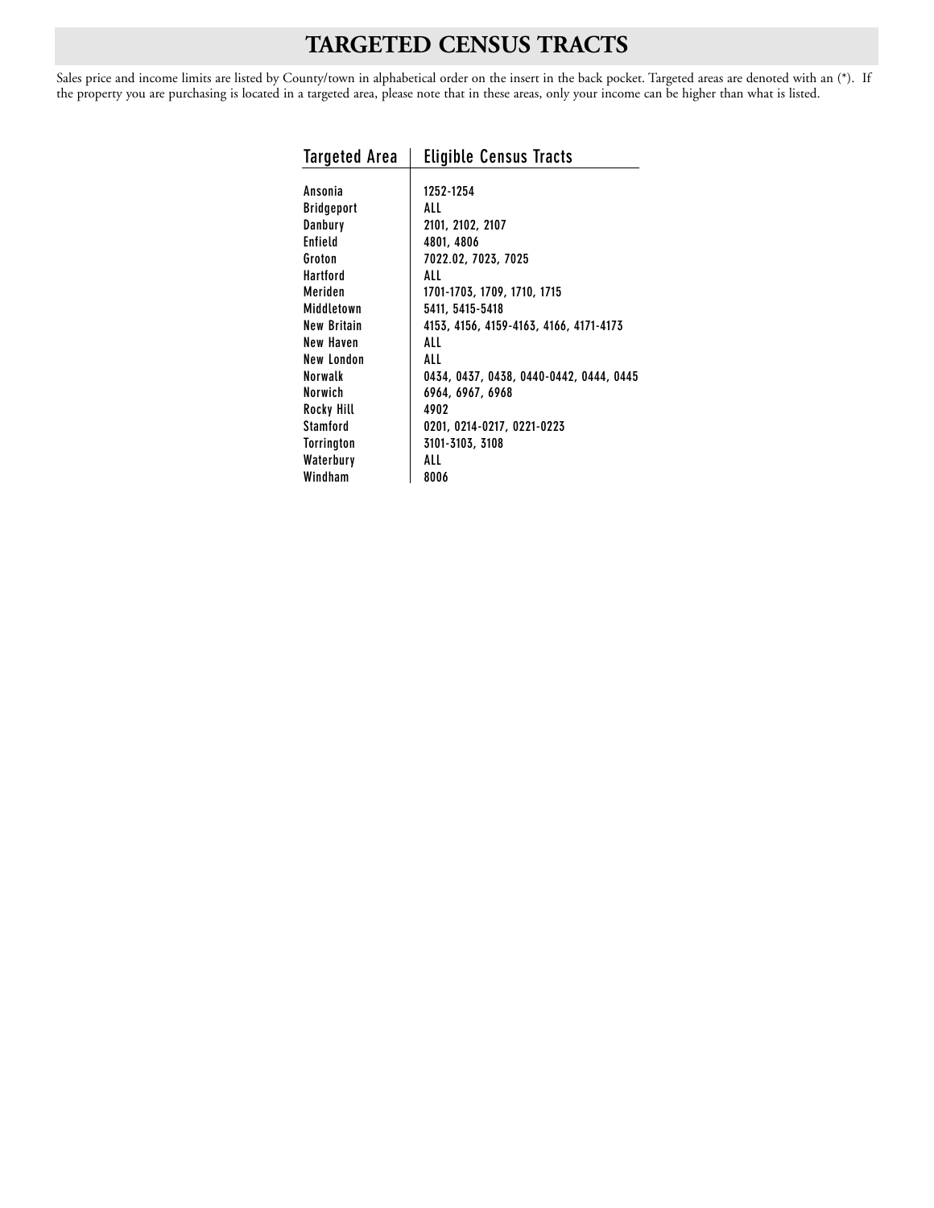# TARGETED CENSUS TRACTS

Sales price and income limits are listed by County/town in alphabetical order on the insert in the back pocket. Targeted areas are denoted with an (*). If the property you are purchasing is located in a targeted area, please note that in these areas, only your income can be higher than what is listed.

| Targeted Area | Eligible Census Tracts |
|---|---|
| Ansonia | 1252-1254 |
| Bridgeport | ALL |
| Danbury | 2101, 2102, 2107 |
| Enfield | 4801, 4806 |
| Groton | 7022.02, 7023, 7025 |
| Hartford | ALL |
| Meriden | 1701-1703, 1709, 1710, 1715 |
| Middletown | 5411, 5415-5418 |
| New Britain | 4153, 4156, 4159-4163, 4166, 4171-4173 |
| New Haven | ALL |
| New London | ALL |
| Norwalk | 0434, 0437, 0438, 0440-0442, 0444, 0445 |
| Norwich | 6964, 6967, 6968 |
| Rocky Hill | 4902 |
| Stamford | 0201, 0214-0217, 0221-0223 |
| Torrington | 3101-3103, 3108 |
| Waterbury | ALL |
| Windham | 8006 |